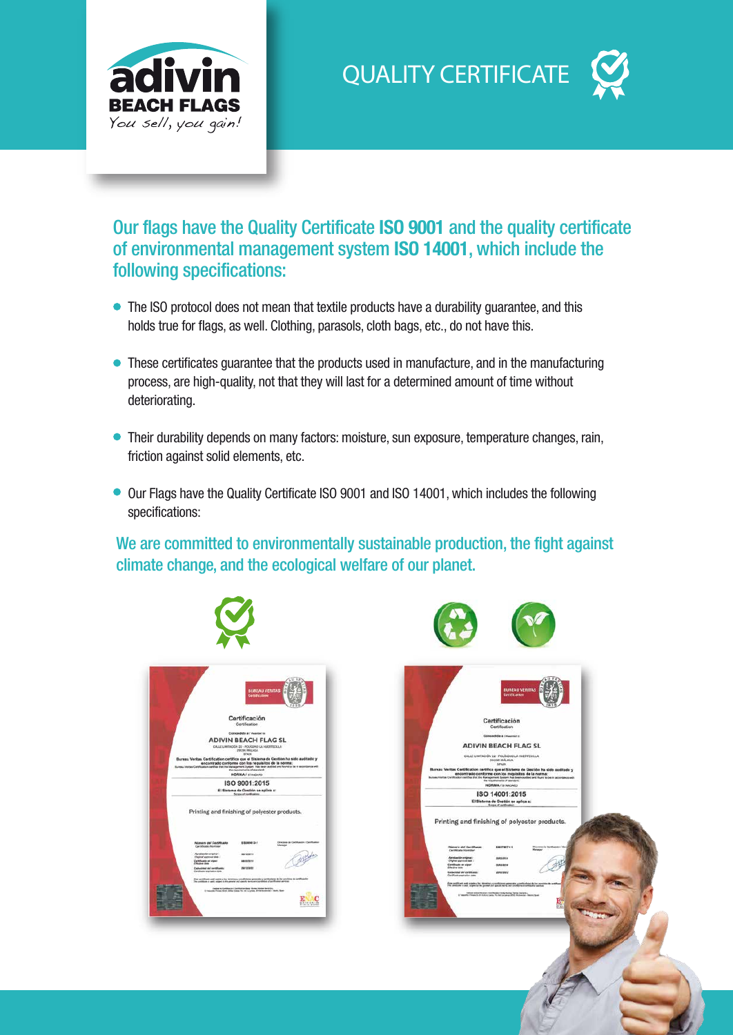adivin
**BEACH FLAGS**
*You sell, you gain!*

# QUALITY CERTIFICATE

## Our flags have the Quality Certificate **ISO 9001** and the quality certificate of environmental management system **ISO 14001**, which include the following specifications:

- The ISO protocol does not mean that textile products have a durability guarantee, and this holds true for flags, as well. Clothing, parasols, cloth bags, etc., do not have this.
- These certificates guarantee that the products used in manufacture, and in the manufacturing process, are high-quality, not that they will last for a determined amount of time without deteriorating.
- Their durability depends on many factors: moisture, sun exposure, temperature changes, rain, friction against solid elements, etc.
- Our Flags have the Quality Certificate ISO 9001 and ISO 14001, which includes the following specifications:

## We are committed to environmentally sustainable production, the fight against climate change, and the ecological welfare of our planet.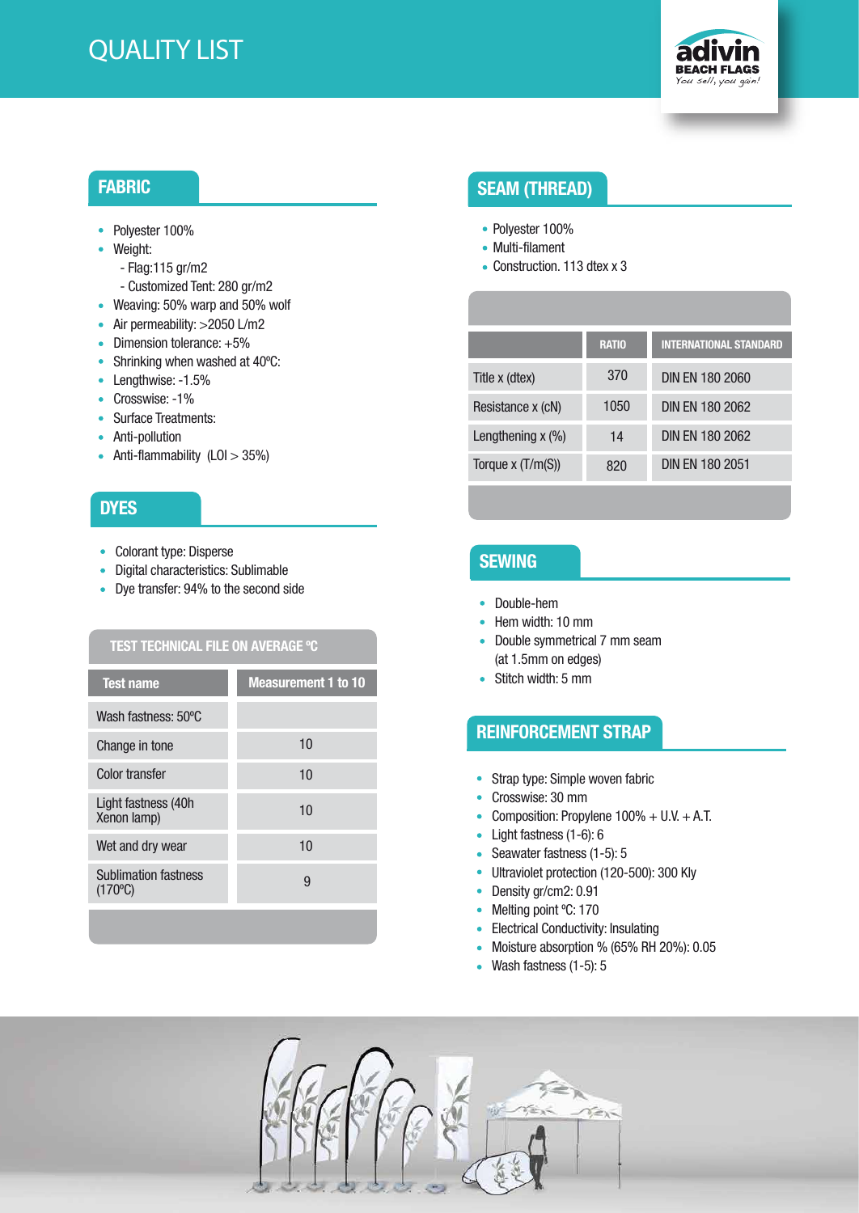# QUALITY LIST

## FABRIC

- Polyester 100%
- Weight:
  - Flag:115 gr/m2
  - Customized Tent: 280 gr/m2
- Weaving: 50% warp and 50% wolf
- Air permeability: >2050 L/m2
- Dimension tolerance: +5%
- Shrinking when washed at 40ºC:
- Lengthwise: -1.5%
- Crosswise: -1%
- Surface Treatments:
- Anti-pollution
- Anti-flammability (LOI > 35%)

## DYES

- Colorant type: Disperse
- Digital characteristics: Sublimable
- Dye transfer: 94% to the second side

### TEST TECHNICAL FILE ON AVERAGE ºC

| Test name | Measurement 1 to 10 |
|---|---|
| Wash fastness: 50ºC | |
| Change in tone | 10 |
| Color transfer | 10 |
| Light fastness (40h Xenon lamp) | 10 |
| Wet and dry wear | 10 |
| Sublimation fastness (170ºC) | 9 |

## SEAM (THREAD)

- Polyester 100%
- Multi-filament
- Construction. 113 dtex x 3

| | RATIO | INTERNATIONAL STANDARD |
|---|---|---|
| Title x (dtex) | 370 | DIN EN 180 2060 |
| Resistance x (cN) | 1050 | DIN EN 180 2062 |
| Lengthening x (%) | 14 | DIN EN 180 2062 |
| Torque x (T/m(S)) | 820 | DIN EN 180 2051 |

## SEWING

- Double-hem
- Hem width: 10 mm
- Double symmetrical 7 mm seam (at 1.5mm on edges)
- Stitch width: 5 mm

## REINFORCEMENT STRAP

- Strap type: Simple woven fabric
- Crosswise: 30 mm
- Composition: Propylene 100% + U.V. + A.T.
- Light fastness (1-6): 6
- Seawater fastness (1-5): 5
- Ultraviolet protection (120-500): 300 Kly
- Density gr/cm2: 0.91
- Melting point ºC: 170
- Electrical Conductivity: Insulating
- Moisture absorption % (65% RH 20%): 0.05
- Wash fastness (1-5): 5